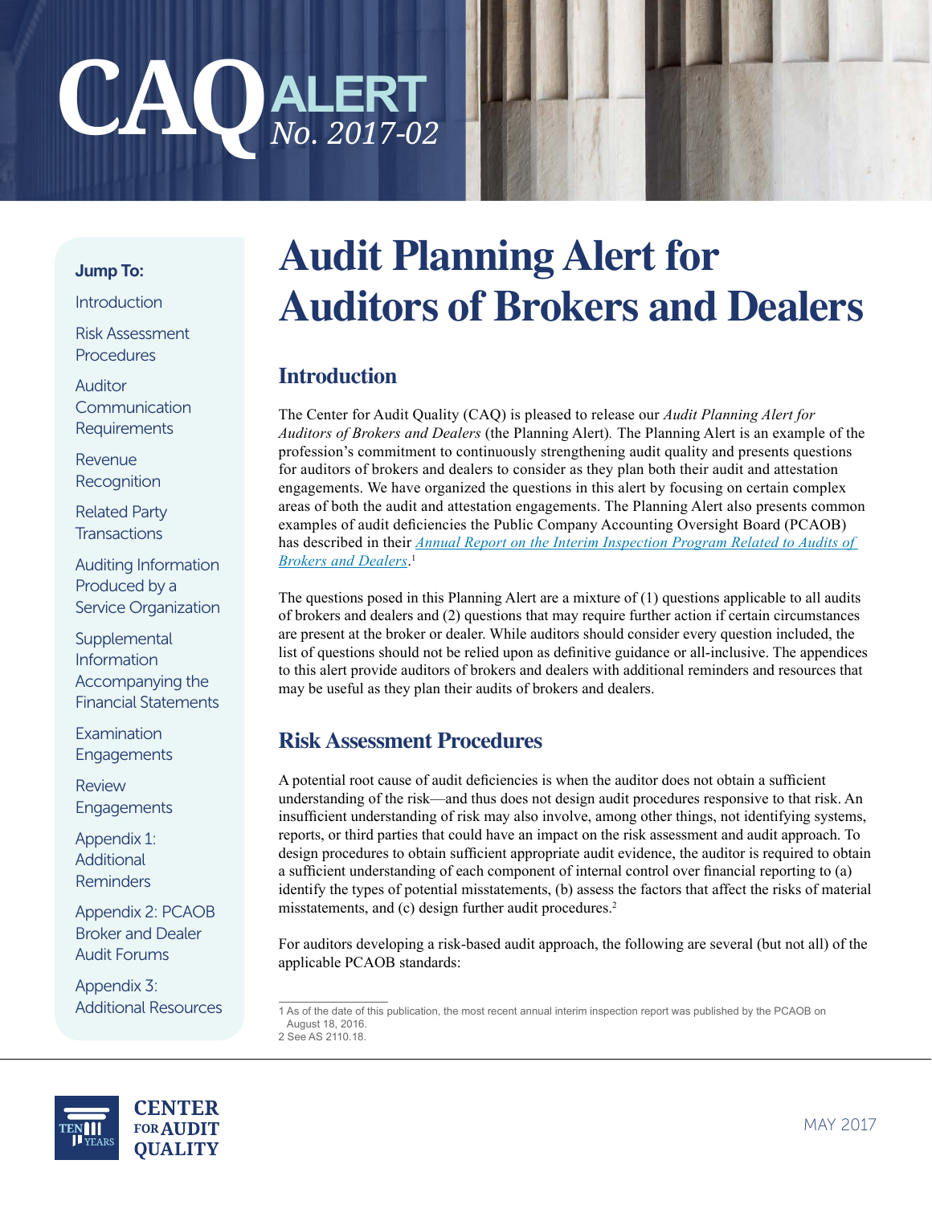# CAQ ALERT No. 2017-02

**Jump To:**

Introduction

Risk Assessment Procedures

Auditor Communication Requirements

Revenue Recognition

Related Party Transactions

Auditing Information Produced by a Service Organization

Supplemental Information Accompanying the Financial Statements

Examination Engagements

Review Engagements

Appendix 1: Additional Reminders

Appendix 2: PCAOB Broker and Dealer Audit Forums

Appendix 3: Additional Resources

# Audit Planning Alert for Auditors of Brokers and Dealers

## Introduction

The Center for Audit Quality (CAQ) is pleased to release our *Audit Planning Alert for Auditors of Brokers and Dealers* (the Planning Alert)*.* The Planning Alert is an example of the profession's commitment to continuously strengthening audit quality and presents questions for auditors of brokers and dealers to consider as they plan both their audit and attestation engagements. We have organized the questions in this alert by focusing on certain complex areas of both the audit and attestation engagements. The Planning Alert also presents common examples of audit deficiencies the Public Company Accounting Oversight Board (PCAOB) has described in their *Annual Report on the Interim Inspection Program Related to Audits of Brokers and Dealers*.[1]

The questions posed in this Planning Alert are a mixture of (1) questions applicable to all audits of brokers and dealers and (2) questions that may require further action if certain circumstances are present at the broker or dealer. While auditors should consider every question included, the list of questions should not be relied upon as definitive guidance or all-inclusive. The appendices to this alert provide auditors of brokers and dealers with additional reminders and resources that may be useful as they plan their audits of brokers and dealers.

## Risk Assessment Procedures

A potential root cause of audit deficiencies is when the auditor does not obtain a sufficient understanding of the risk—and thus does not design audit procedures responsive to that risk. An insufficient understanding of risk may also involve, among other things, not identifying systems, reports, or third parties that could have an impact on the risk assessment and audit approach. To design procedures to obtain sufficient appropriate audit evidence, the auditor is required to obtain a sufficient understanding of each component of internal control over financial reporting to (a) identify the types of potential misstatements, (b) assess the factors that affect the risks of material misstatements, and (c) design further audit procedures.[2]

For auditors developing a risk-based audit approach, the following are several (but not all) of the applicable PCAOB standards:

1 As of the date of this publication, the most recent annual interim inspection report was published by the PCAOB on August 18, 2016.

2 See AS 2110.18.

CENTER FOR AUDIT QUALITY

MAY 2017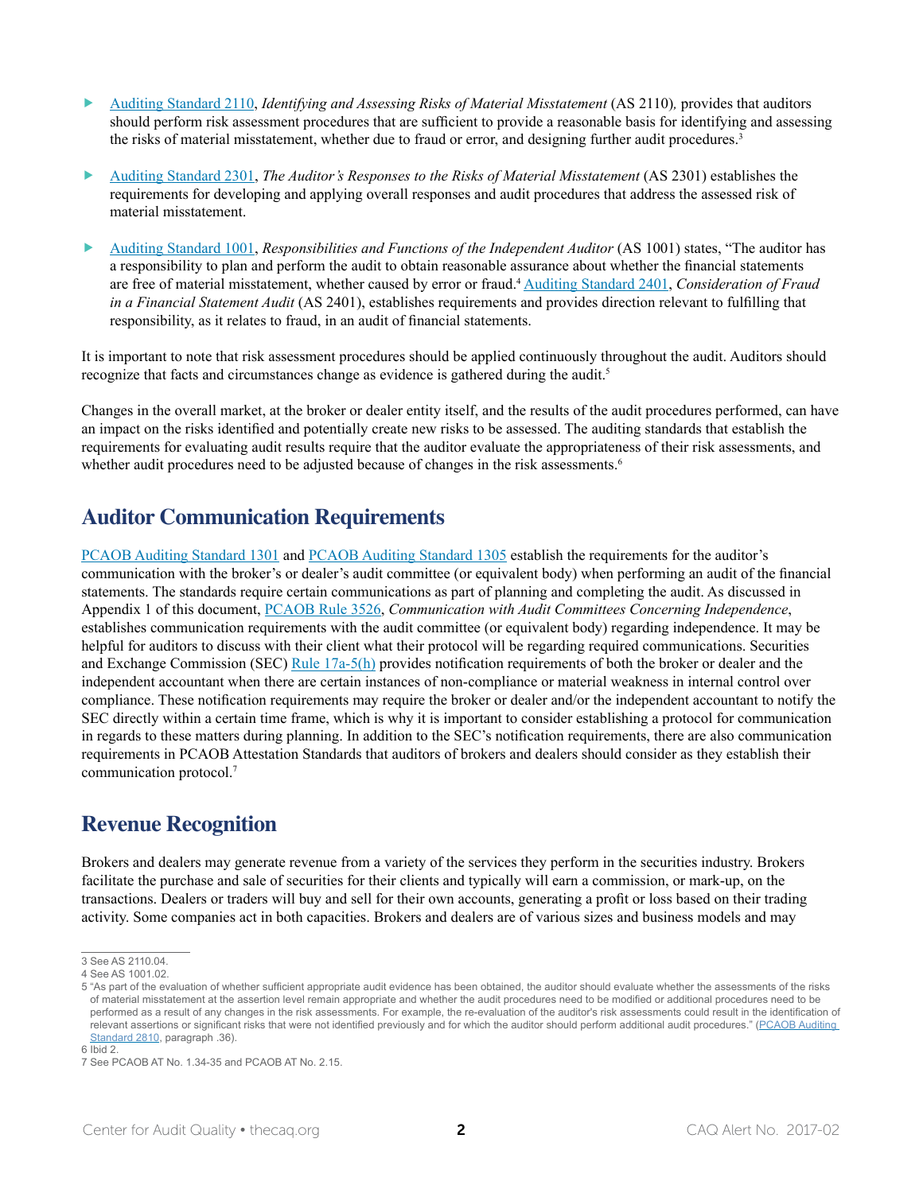- Auditing Standard 2110, *Identifying and Assessing Risks of Material Misstatement* (AS 2110)*,* provides that auditors should perform risk assessment procedures that are sufficient to provide a reasonable basis for identifying and assessing the risks of material misstatement, whether due to fraud or error, and designing further audit procedures.[3]

- Auditing Standard 2301, *The Auditor's Responses to the Risks of Material Misstatement* (AS 2301) establishes the requirements for developing and applying overall responses and audit procedures that address the assessed risk of material misstatement.

- Auditing Standard 1001, *Responsibilities and Functions of the Independent Auditor* (AS 1001) states, "The auditor has a responsibility to plan and perform the audit to obtain reasonable assurance about whether the financial statements are free of material misstatement, whether caused by error or fraud.[4] Auditing Standard 2401, *Consideration of Fraud in a Financial Statement Audit* (AS 2401), establishes requirements and provides direction relevant to fulfilling that responsibility, as it relates to fraud, in an audit of financial statements.

It is important to note that risk assessment procedures should be applied continuously throughout the audit. Auditors should recognize that facts and circumstances change as evidence is gathered during the audit.[5]

Changes in the overall market, at the broker or dealer entity itself, and the results of the audit procedures performed, can have an impact on the risks identified and potentially create new risks to be assessed. The auditing standards that establish the requirements for evaluating audit results require that the auditor evaluate the appropriateness of their risk assessments, and whether audit procedures need to be adjusted because of changes in the risk assessments.[6]

## Auditor Communication Requirements

PCAOB Auditing Standard 1301 and PCAOB Auditing Standard 1305 establish the requirements for the auditor's communication with the broker's or dealer's audit committee (or equivalent body) when performing an audit of the financial statements. The standards require certain communications as part of planning and completing the audit. As discussed in Appendix 1 of this document, PCAOB Rule 3526, *Communication with Audit Committees Concerning Independence*, establishes communication requirements with the audit committee (or equivalent body) regarding independence. It may be helpful for auditors to discuss with their client what their protocol will be regarding required communications. Securities and Exchange Commission (SEC) Rule 17a-5(h) provides notification requirements of both the broker or dealer and the independent accountant when there are certain instances of non-compliance or material weakness in internal control over compliance. These notification requirements may require the broker or dealer and/or the independent accountant to notify the SEC directly within a certain time frame, which is why it is important to consider establishing a protocol for communication in regards to these matters during planning. In addition to the SEC's notification requirements, there are also communication requirements in PCAOB Attestation Standards that auditors of brokers and dealers should consider as they establish their communication protocol.[7]

## Revenue Recognition

Brokers and dealers may generate revenue from a variety of the services they perform in the securities industry. Brokers facilitate the purchase and sale of securities for their clients and typically will earn a commission, or mark-up, on the transactions. Dealers or traders will buy and sell for their own accounts, generating a profit or loss based on their trading activity. Some companies act in both capacities. Brokers and dealers are of various sizes and business models and may

---

3 See AS 2110.04.

4 See AS 1001.02.

5 "As part of the evaluation of whether sufficient appropriate audit evidence has been obtained, the auditor should evaluate whether the assessments of the risks of material misstatement at the assertion level remain appropriate and whether the audit procedures need to be modified or additional procedures need to be performed as a result of any changes in the risk assessments. For example, the re-evaluation of the auditor's risk assessments could result in the identification of relevant assertions or significant risks that were not identified previously and for which the auditor should perform additional audit procedures." (PCAOB Auditing Standard 2810, paragraph .36).

6 Ibid 2.

7 See PCAOB AT No. 1.34-35 and PCAOB AT No. 2.15.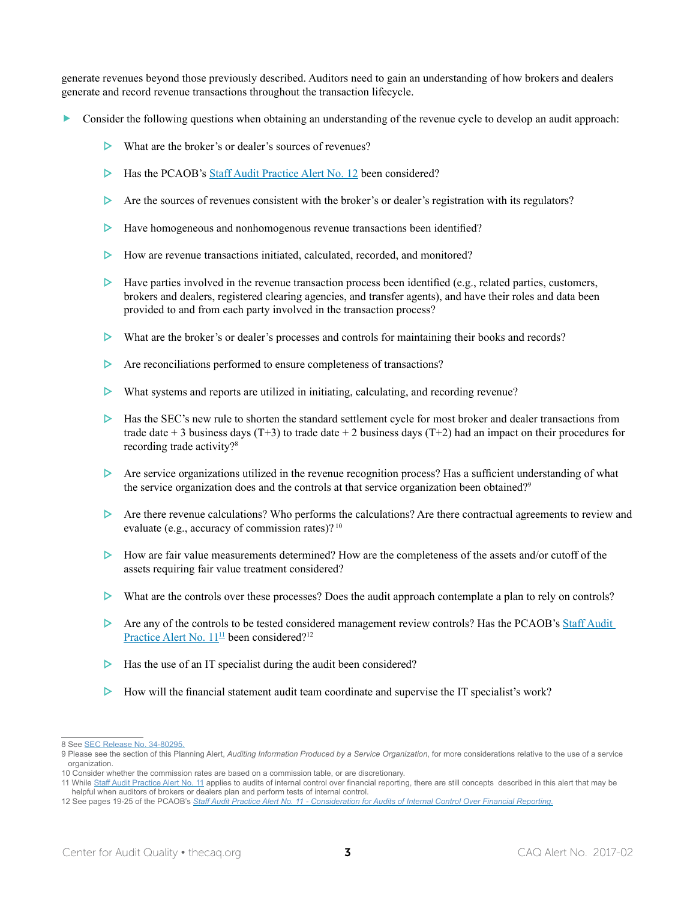generate revenues beyond those previously described. Auditors need to gain an understanding of how brokers and dealers generate and record revenue transactions throughout the transaction lifecycle.

- Consider the following questions when obtaining an understanding of the revenue cycle to develop an audit approach:
  - What are the broker's or dealer's sources of revenues?
  - Has the PCAOB's Staff Audit Practice Alert No. 12 been considered?
  - Are the sources of revenues consistent with the broker's or dealer's registration with its regulators?
  - Have homogeneous and nonhomogenous revenue transactions been identified?
  - How are revenue transactions initiated, calculated, recorded, and monitored?
  - Have parties involved in the revenue transaction process been identified (e.g., related parties, customers, brokers and dealers, registered clearing agencies, and transfer agents), and have their roles and data been provided to and from each party involved in the transaction process?
  - What are the broker's or dealer's processes and controls for maintaining their books and records?
  - Are reconciliations performed to ensure completeness of transactions?
  - What systems and reports are utilized in initiating, calculating, and recording revenue?
  - Has the SEC's new rule to shorten the standard settlement cycle for most broker and dealer transactions from trade date + 3 business days (T+3) to trade date + 2 business days (T+2) had an impact on their procedures for recording trade activity?[8]
  - Are service organizations utilized in the revenue recognition process? Has a sufficient understanding of what the service organization does and the controls at that service organization been obtained?[9]
  - Are there revenue calculations? Who performs the calculations? Are there contractual agreements to review and evaluate (e.g., accuracy of commission rates)?[10]
  - How are fair value measurements determined? How are the completeness of the assets and/or cutoff of the assets requiring fair value treatment considered?
  - What are the controls over these processes? Does the audit approach contemplate a plan to rely on controls?
  - Are any of the controls to be tested considered management review controls? Has the PCAOB's Staff Audit Practice Alert No. 11[11] been considered?[12]
  - Has the use of an IT specialist during the audit been considered?
  - How will the financial statement audit team coordinate and supervise the IT specialist's work?

---

8 See SEC Release No. 34-80295.

9 Please see the section of this Planning Alert, *Auditing Information Produced by a Service Organization*, for more considerations relative to the use of a service organization.

10 Consider whether the commission rates are based on a commission table, or are discretionary.

11 While Staff Audit Practice Alert No. 11 applies to audits of internal control over financial reporting, there are still concepts described in this alert that may be helpful when auditors of brokers or dealers plan and perform tests of internal control.

12 See pages 19-25 of the PCAOB's *Staff Audit Practice Alert No. 11 - Consideration for Audits of Internal Control Over Financial Reporting.*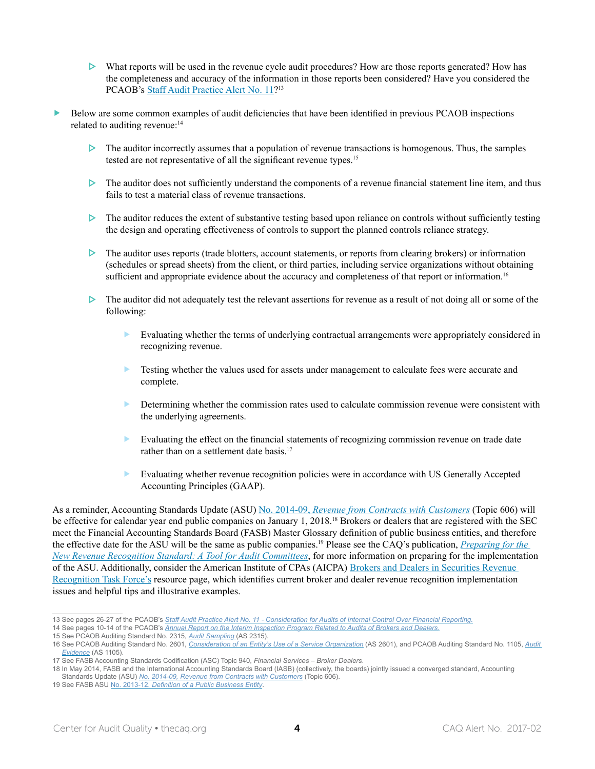- What reports will be used in the revenue cycle audit procedures? How are those reports generated? How has the completeness and accuracy of the information in those reports been considered? Have you considered the PCAOB's Staff Audit Practice Alert No. 11?[13]

- Below are some common examples of audit deficiencies that have been identified in previous PCAOB inspections related to auditing revenue:[14]

  - The auditor incorrectly assumes that a population of revenue transactions is homogenous. Thus, the samples tested are not representative of all the significant revenue types.[15]

  - The auditor does not sufficiently understand the components of a revenue financial statement line item, and thus fails to test a material class of revenue transactions.

  - The auditor reduces the extent of substantive testing based upon reliance on controls without sufficiently testing the design and operating effectiveness of controls to support the planned controls reliance strategy.

  - The auditor uses reports (trade blotters, account statements, or reports from clearing brokers) or information (schedules or spread sheets) from the client, or third parties, including service organizations without obtaining sufficient and appropriate evidence about the accuracy and completeness of that report or information.[16]

  - The auditor did not adequately test the relevant assertions for revenue as a result of not doing all or some of the following:

    - Evaluating whether the terms of underlying contractual arrangements were appropriately considered in recognizing revenue.

    - Testing whether the values used for assets under management to calculate fees were accurate and complete.

    - Determining whether the commission rates used to calculate commission revenue were consistent with the underlying agreements.

    - Evaluating the effect on the financial statements of recognizing commission revenue on trade date rather than on a settlement date basis.[17]

    - Evaluating whether revenue recognition policies were in accordance with US Generally Accepted Accounting Principles (GAAP).

As a reminder, Accounting Standards Update (ASU) No. 2014-09, *Revenue from Contracts with Customers* (Topic 606) will be effective for calendar year end public companies on January 1, 2018.[18] Brokers or dealers that are registered with the SEC meet the Financial Accounting Standards Board (FASB) Master Glossary definition of public business entities, and therefore the effective date for the ASU will be the same as public companies.[19] Please see the CAQ's publication, *Preparing for the New Revenue Recognition Standard: A Tool for Audit Committees*, for more information on preparing for the implementation of the ASU. Additionally, consider the American Institute of CPAs (AICPA) Brokers and Dealers in Securities Revenue Recognition Task Force's resource page, which identifies current broker and dealer revenue recognition implementation issues and helpful tips and illustrative examples.

---

13 See pages 26-27 of the PCAOB's *Staff Audit Practice Alert No. 11 - Consideration for Audits of Internal Control Over Financial Reporting.*

14 See pages 10-14 of the PCAOB's *Annual Report on the Interim Inspection Program Related to Audits of Brokers and Dealers.*

15 See PCAOB Auditing Standard No. 2315, *Audit Sampling* (AS 2315).

16 See PCAOB Auditing Standard No. 2601, *Consideration of an Entity's Use of a Service Organization* (AS 2601), and PCAOB Auditing Standard No. 1105, *Audit Evidence* (AS 1105).

17 See FASB Accounting Standards Codification (ASC) Topic 940, *Financial Services – Broker Dealers*.

18 In May 2014, FASB and the International Accounting Standards Board (IASB) (collectively, the boards) jointly issued a converged standard, Accounting Standards Update (ASU) *No. 2014-09, Revenue from Contracts with Customers* (Topic 606).

19 See FASB ASU No. 2013-12, *Definition of a Public Business Entity*.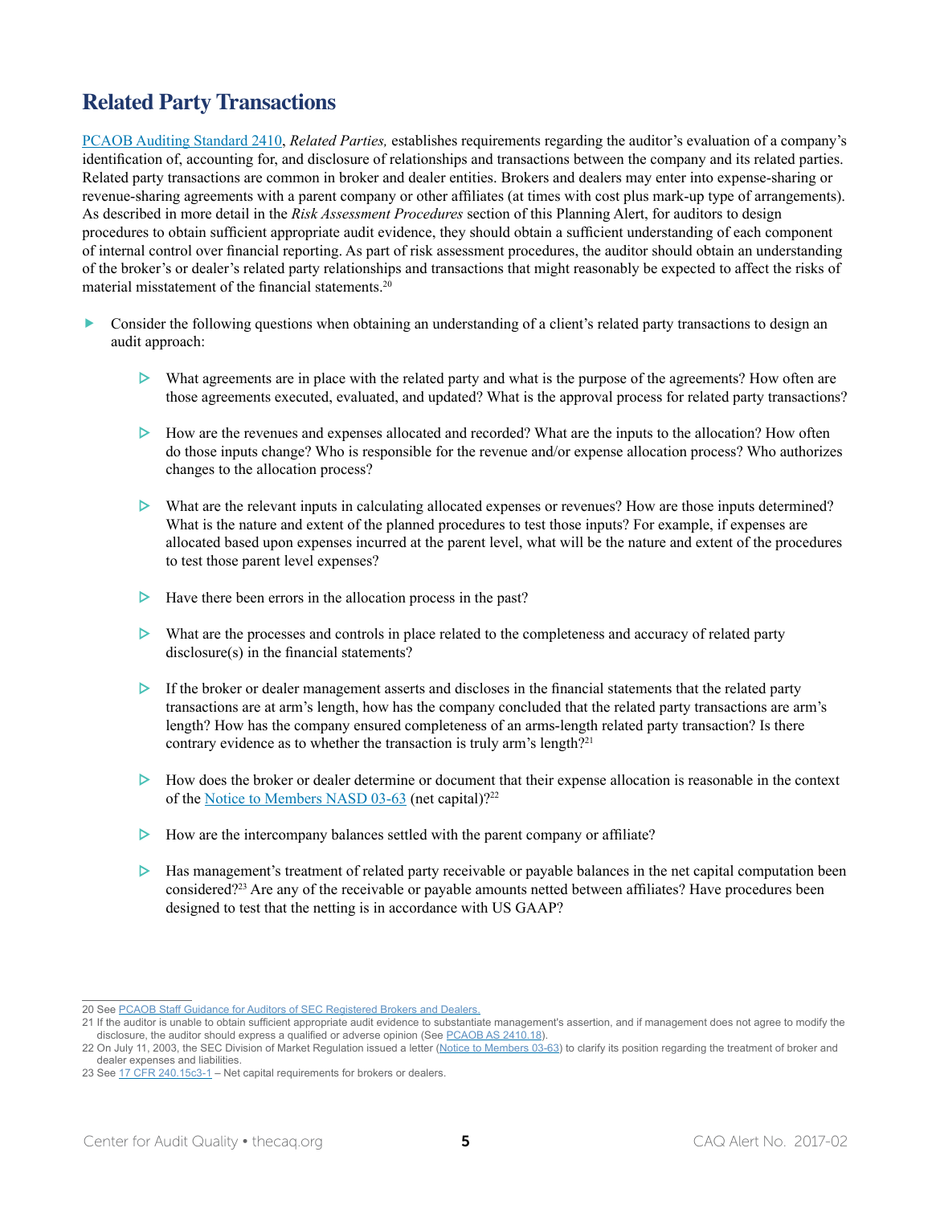## Related Party Transactions

PCAOB Auditing Standard 2410, *Related Parties,* establishes requirements regarding the auditor's evaluation of a company's identification of, accounting for, and disclosure of relationships and transactions between the company and its related parties. Related party transactions are common in broker and dealer entities. Brokers and dealers may enter into expense-sharing or revenue-sharing agreements with a parent company or other affiliates (at times with cost plus mark-up type of arrangements). As described in more detail in the *Risk Assessment Procedures* section of this Planning Alert, for auditors to design procedures to obtain sufficient appropriate audit evidence, they should obtain a sufficient understanding of each component of internal control over financial reporting. As part of risk assessment procedures, the auditor should obtain an understanding of the broker's or dealer's related party relationships and transactions that might reasonably be expected to affect the risks of material misstatement of the financial statements.[20]

- Consider the following questions when obtaining an understanding of a client's related party transactions to design an audit approach:
  - What agreements are in place with the related party and what is the purpose of the agreements? How often are those agreements executed, evaluated, and updated? What is the approval process for related party transactions?
  - How are the revenues and expenses allocated and recorded? What are the inputs to the allocation? How often do those inputs change? Who is responsible for the revenue and/or expense allocation process? Who authorizes changes to the allocation process?
  - What are the relevant inputs in calculating allocated expenses or revenues? How are those inputs determined? What is the nature and extent of the planned procedures to test those inputs? For example, if expenses are allocated based upon expenses incurred at the parent level, what will be the nature and extent of the procedures to test those parent level expenses?
  - Have there been errors in the allocation process in the past?
  - What are the processes and controls in place related to the completeness and accuracy of related party disclosure(s) in the financial statements?
  - If the broker or dealer management asserts and discloses in the financial statements that the related party transactions are at arm's length, how has the company concluded that the related party transactions are arm's length? How has the company ensured completeness of an arms-length related party transaction? Is there contrary evidence as to whether the transaction is truly arm's length?[21]
  - How does the broker or dealer determine or document that their expense allocation is reasonable in the context of the Notice to Members NASD 03-63 (net capital)?[22]
  - How are the intercompany balances settled with the parent company or affiliate?
  - Has management's treatment of related party receivable or payable balances in the net capital computation been considered?[23] Are any of the receivable or payable amounts netted between affiliates? Have procedures been designed to test that the netting is in accordance with US GAAP?

---

20 See PCAOB Staff Guidance for Auditors of SEC Registered Brokers and Dealers.

21 If the auditor is unable to obtain sufficient appropriate audit evidence to substantiate management's assertion, and if management does not agree to modify the disclosure, the auditor should express a qualified or adverse opinion (See PCAOB AS 2410.18).

22 On July 11, 2003, the SEC Division of Market Regulation issued a letter (Notice to Members 03-63) to clarify its position regarding the treatment of broker and dealer expenses and liabilities.

23 See 17 CFR 240.15c3-1 – Net capital requirements for brokers or dealers.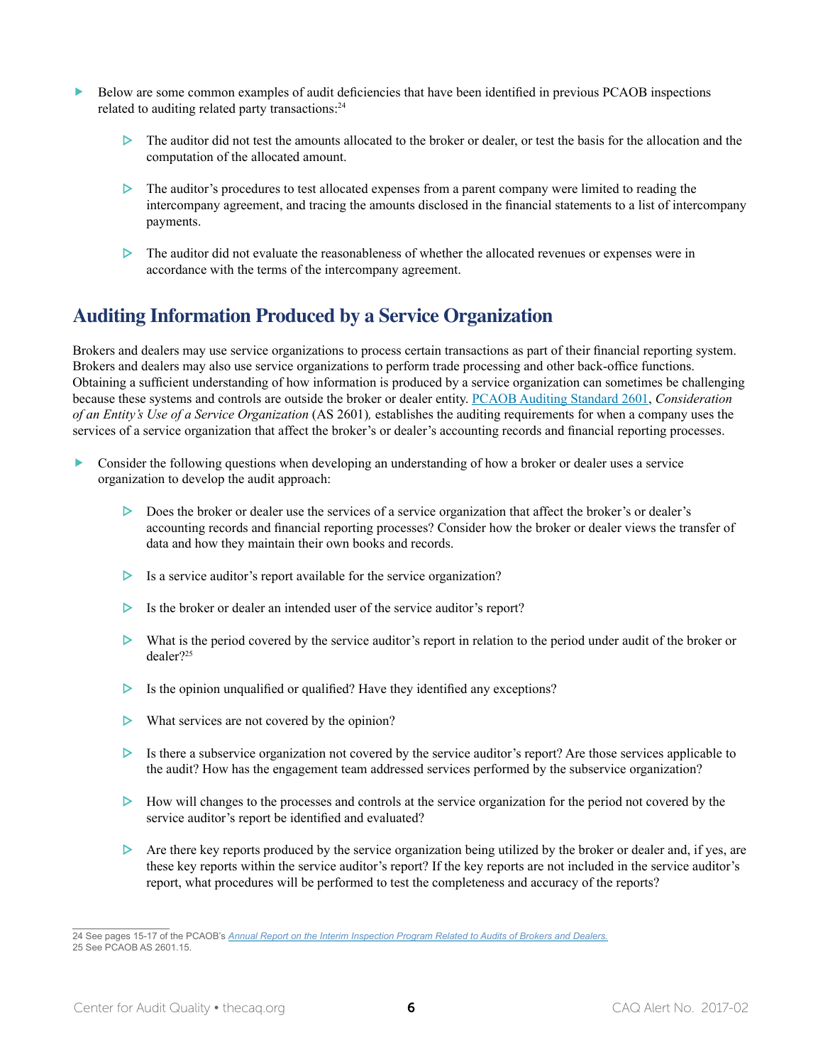- Below are some common examples of audit deficiencies that have been identified in previous PCAOB inspections related to auditing related party transactions:[24]

  - The auditor did not test the amounts allocated to the broker or dealer, or test the basis for the allocation and the computation of the allocated amount.

  - The auditor's procedures to test allocated expenses from a parent company were limited to reading the intercompany agreement, and tracing the amounts disclosed in the financial statements to a list of intercompany payments.

  - The auditor did not evaluate the reasonableness of whether the allocated revenues or expenses were in accordance with the terms of the intercompany agreement.

## Auditing Information Produced by a Service Organization

Brokers and dealers may use service organizations to process certain transactions as part of their financial reporting system. Brokers and dealers may also use service organizations to perform trade processing and other back-office functions. Obtaining a sufficient understanding of how information is produced by a service organization can sometimes be challenging because these systems and controls are outside the broker or dealer entity. PCAOB Auditing Standard 2601, *Consideration of an Entity's Use of a Service Organization* (AS 2601)*,* establishes the auditing requirements for when a company uses the services of a service organization that affect the broker's or dealer's accounting records and financial reporting processes.

- Consider the following questions when developing an understanding of how a broker or dealer uses a service organization to develop the audit approach:

  - Does the broker or dealer use the services of a service organization that affect the broker's or dealer's accounting records and financial reporting processes? Consider how the broker or dealer views the transfer of data and how they maintain their own books and records.

  - Is a service auditor's report available for the service organization?

  - Is the broker or dealer an intended user of the service auditor's report?

  - What is the period covered by the service auditor's report in relation to the period under audit of the broker or dealer?[25]

  - Is the opinion unqualified or qualified? Have they identified any exceptions?

  - What services are not covered by the opinion?

  - Is there a subservice organization not covered by the service auditor's report? Are those services applicable to the audit? How has the engagement team addressed services performed by the subservice organization?

  - How will changes to the processes and controls at the service organization for the period not covered by the service auditor's report be identified and evaluated?

  - Are there key reports produced by the service organization being utilized by the broker or dealer and, if yes, are these key reports within the service auditor's report? If the key reports are not included in the service auditor's report, what procedures will be performed to test the completeness and accuracy of the reports?

---

24 See pages 15-17 of the PCAOB's *Annual Report on the Interim Inspection Program Related to Audits of Brokers and Dealers.*
25 See PCAOB AS 2601.15.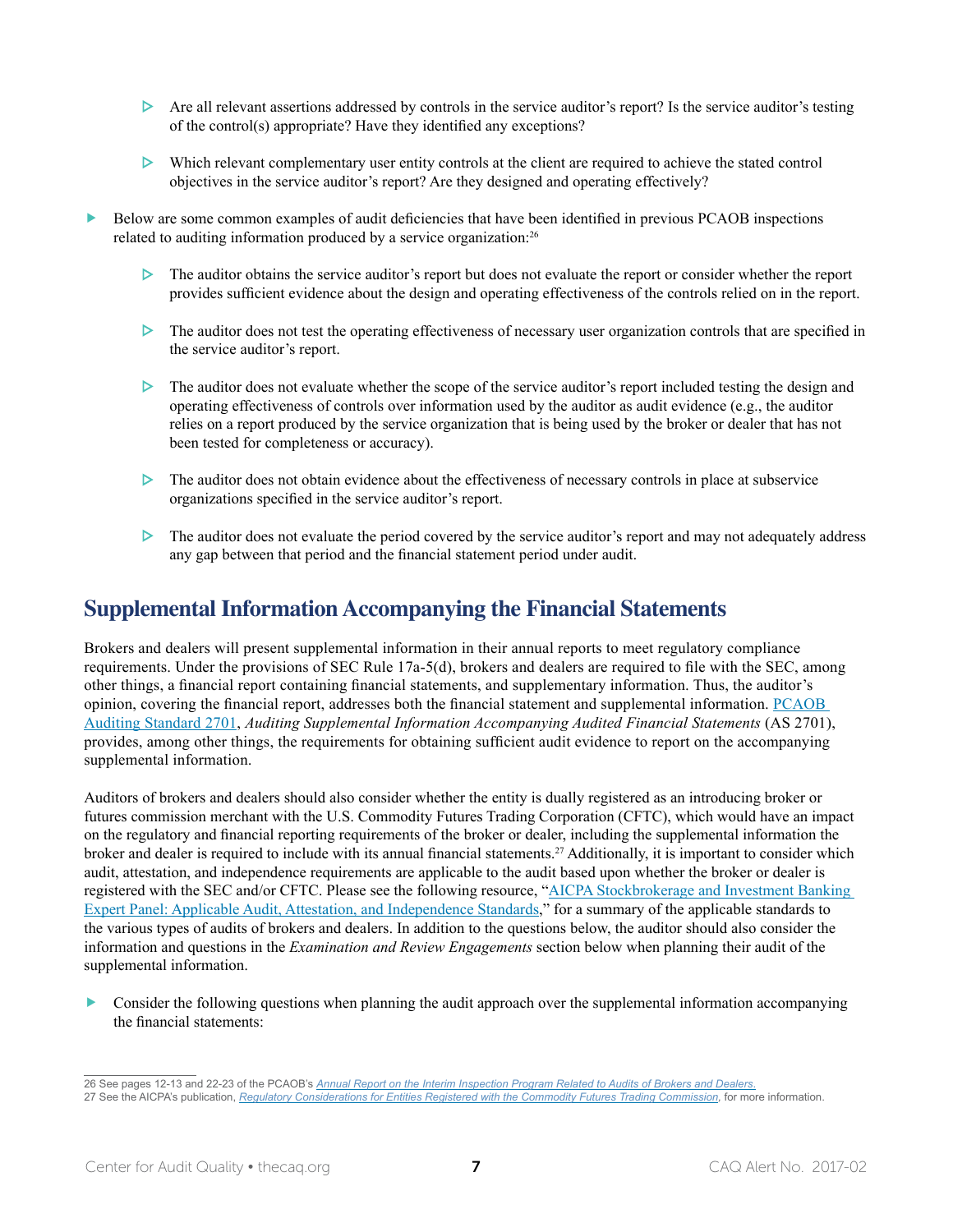- Are all relevant assertions addressed by controls in the service auditor's report? Is the service auditor's testing of the control(s) appropriate? Have they identified any exceptions?
- Which relevant complementary user entity controls at the client are required to achieve the stated control objectives in the service auditor's report? Are they designed and operating effectively?

- Below are some common examples of audit deficiencies that have been identified in previous PCAOB inspections related to auditing information produced by a service organization:[26]
  - The auditor obtains the service auditor's report but does not evaluate the report or consider whether the report provides sufficient evidence about the design and operating effectiveness of the controls relied on in the report.
  - The auditor does not test the operating effectiveness of necessary user organization controls that are specified in the service auditor's report.
  - The auditor does not evaluate whether the scope of the service auditor's report included testing the design and operating effectiveness of controls over information used by the auditor as audit evidence (e.g., the auditor relies on a report produced by the service organization that is being used by the broker or dealer that has not been tested for completeness or accuracy).
  - The auditor does not obtain evidence about the effectiveness of necessary controls in place at subservice organizations specified in the service auditor's report.
  - The auditor does not evaluate the period covered by the service auditor's report and may not adequately address any gap between that period and the financial statement period under audit.

## Supplemental Information Accompanying the Financial Statements

Brokers and dealers will present supplemental information in their annual reports to meet regulatory compliance requirements. Under the provisions of SEC Rule 17a-5(d), brokers and dealers are required to file with the SEC, among other things, a financial report containing financial statements, and supplementary information. Thus, the auditor's opinion, covering the financial report, addresses both the financial statement and supplemental information. PCAOB Auditing Standard 2701, *Auditing Supplemental Information Accompanying Audited Financial Statements* (AS 2701), provides, among other things, the requirements for obtaining sufficient audit evidence to report on the accompanying supplemental information.

Auditors of brokers and dealers should also consider whether the entity is dually registered as an introducing broker or futures commission merchant with the U.S. Commodity Futures Trading Corporation (CFTC), which would have an impact on the regulatory and financial reporting requirements of the broker or dealer, including the supplemental information the broker and dealer is required to include with its annual financial statements.[27] Additionally, it is important to consider which audit, attestation, and independence requirements are applicable to the audit based upon whether the broker or dealer is registered with the SEC and/or CFTC. Please see the following resource, "AICPA Stockbrokerage and Investment Banking Expert Panel: Applicable Audit, Attestation, and Independence Standards," for a summary of the applicable standards to the various types of audits of brokers and dealers. In addition to the questions below, the auditor should also consider the information and questions in the *Examination and Review Engagements* section below when planning their audit of the supplemental information.

- Consider the following questions when planning the audit approach over the supplemental information accompanying the financial statements:

---

26 See pages 12-13 and 22-23 of the PCAOB's *Annual Report on the Interim Inspection Program Related to Audits of Brokers and Dealers.*

27 See the AICPA's publication, *Regulatory Considerations for Entities Registered with the Commodity Futures Trading Commission*, for more information.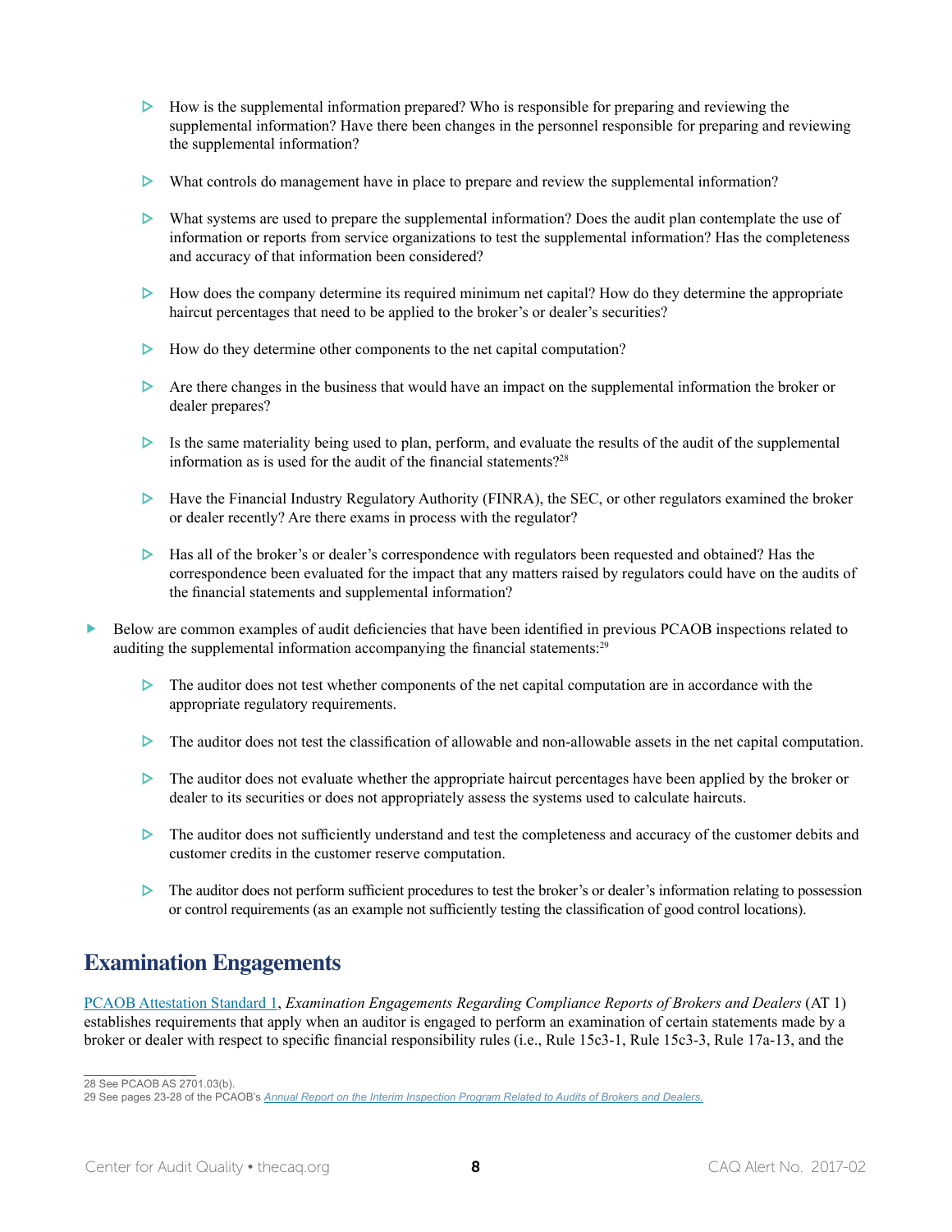- How is the supplemental information prepared? Who is responsible for preparing and reviewing the supplemental information? Have there been changes in the personnel responsible for preparing and reviewing the supplemental information?

  - What controls do management have in place to prepare and review the supplemental information?

  - What systems are used to prepare the supplemental information? Does the audit plan contemplate the use of information or reports from service organizations to test the supplemental information? Has the completeness and accuracy of that information been considered?

  - How does the company determine its required minimum net capital? How do they determine the appropriate haircut percentages that need to be applied to the broker's or dealer's securities?

  - How do they determine other components to the net capital computation?

  - Are there changes in the business that would have an impact on the supplemental information the broker or dealer prepares?

  - Is the same materiality being used to plan, perform, and evaluate the results of the audit of the supplemental information as is used for the audit of the financial statements?[28]

  - Have the Financial Industry Regulatory Authority (FINRA), the SEC, or other regulators examined the broker or dealer recently? Are there exams in process with the regulator?

  - Has all of the broker's or dealer's correspondence with regulators been requested and obtained? Has the correspondence been evaluated for the impact that any matters raised by regulators could have on the audits of the financial statements and supplemental information?

- Below are common examples of audit deficiencies that have been identified in previous PCAOB inspections related to auditing the supplemental information accompanying the financial statements:[29]

  - The auditor does not test whether components of the net capital computation are in accordance with the appropriate regulatory requirements.

  - The auditor does not test the classification of allowable and non-allowable assets in the net capital computation.

  - The auditor does not evaluate whether the appropriate haircut percentages have been applied by the broker or dealer to its securities or does not appropriately assess the systems used to calculate haircuts.

  - The auditor does not sufficiently understand and test the completeness and accuracy of the customer debits and customer credits in the customer reserve computation.

  - The auditor does not perform sufficient procedures to test the broker's or dealer's information relating to possession or control requirements (as an example not sufficiently testing the classification of good control locations).

## Examination Engagements

PCAOB Attestation Standard 1, *Examination Engagements Regarding Compliance Reports of Brokers and Dealers* (AT 1) establishes requirements that apply when an auditor is engaged to perform an examination of certain statements made by a broker or dealer with respect to specific financial responsibility rules (i.e., Rule 15c3-1, Rule 15c3-3, Rule 17a-13, and the

---

28 See PCAOB AS 2701.03(b).

29 See pages 23-28 of the PCAOB's *Annual Report on the Interim Inspection Program Related to Audits of Brokers and Dealers.*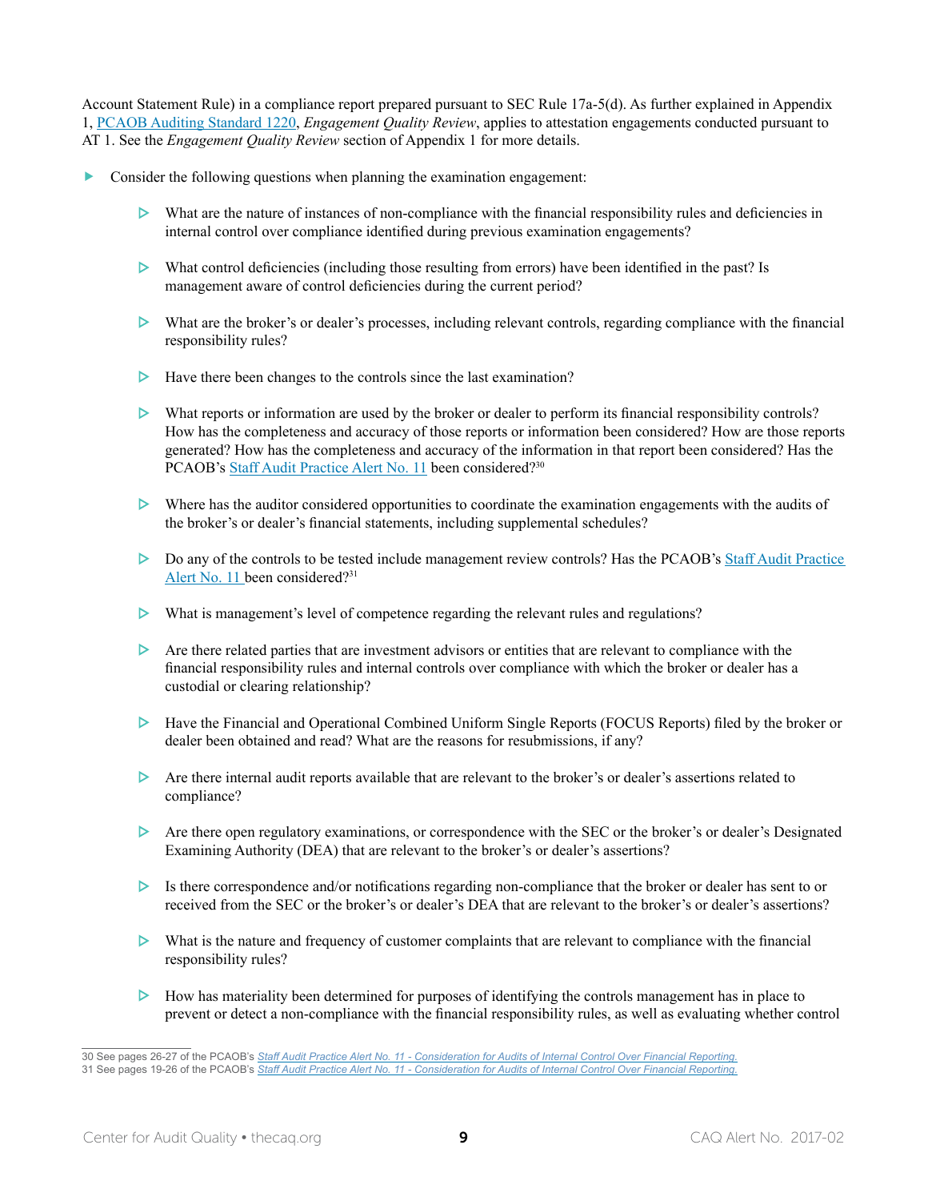Account Statement Rule) in a compliance report prepared pursuant to SEC Rule 17a-5(d). As further explained in Appendix 1, [PCAOB Auditing Standard 1220](), *Engagement Quality Review*, applies to attestation engagements conducted pursuant to AT 1. See the *Engagement Quality Review* section of Appendix 1 for more details.

- Consider the following questions when planning the examination engagement:

  - What are the nature of instances of non-compliance with the financial responsibility rules and deficiencies in internal control over compliance identified during previous examination engagements?

  - What control deficiencies (including those resulting from errors) have been identified in the past? Is management aware of control deficiencies during the current period?

  - What are the broker's or dealer's processes, including relevant controls, regarding compliance with the financial responsibility rules?

  - Have there been changes to the controls since the last examination?

  - What reports or information are used by the broker or dealer to perform its financial responsibility controls? How has the completeness and accuracy of those reports or information been considered? How are those reports generated? How has the completeness and accuracy of the information in that report been considered? Has the PCAOB's Staff Audit Practice Alert No. 11 been considered?[30]

  - Where has the auditor considered opportunities to coordinate the examination engagements with the audits of the broker's or dealer's financial statements, including supplemental schedules?

  - Do any of the controls to be tested include management review controls? Has the PCAOB's Staff Audit Practice Alert No. 11 been considered?[31]

  - What is management's level of competence regarding the relevant rules and regulations?

  - Are there related parties that are investment advisors or entities that are relevant to compliance with the financial responsibility rules and internal controls over compliance with which the broker or dealer has a custodial or clearing relationship?

  - Have the Financial and Operational Combined Uniform Single Reports (FOCUS Reports) filed by the broker or dealer been obtained and read? What are the reasons for resubmissions, if any?

  - Are there internal audit reports available that are relevant to the broker's or dealer's assertions related to compliance?

  - Are there open regulatory examinations, or correspondence with the SEC or the broker's or dealer's Designated Examining Authority (DEA) that are relevant to the broker's or dealer's assertions?

  - Is there correspondence and/or notifications regarding non-compliance that the broker or dealer has sent to or received from the SEC or the broker's or dealer's DEA that are relevant to the broker's or dealer's assertions?

  - What is the nature and frequency of customer complaints that are relevant to compliance with the financial responsibility rules?

  - How has materiality been determined for purposes of identifying the controls management has in place to prevent or detect a non-compliance with the financial responsibility rules, as well as evaluating whether control

---

30 See pages 26-27 of the PCAOB's *Staff Audit Practice Alert No. 11 - Consideration for Audits of Internal Control Over Financial Reporting.*

31 See pages 19-26 of the PCAOB's *Staff Audit Practice Alert No. 11 - Consideration for Audits of Internal Control Over Financial Reporting.*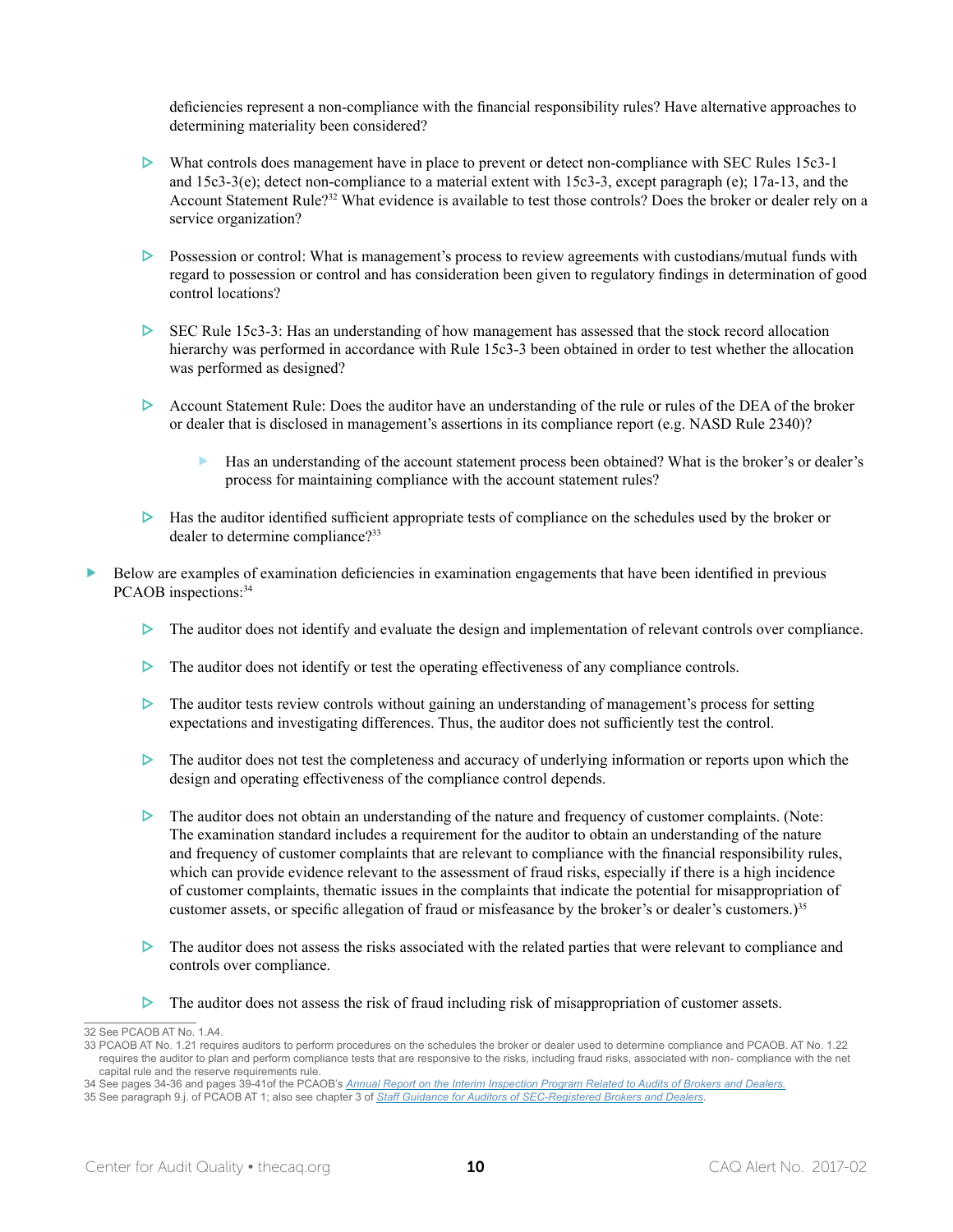deficiencies represent a non-compliance with the financial responsibility rules? Have alternative approaches to determining materiality been considered?

- What controls does management have in place to prevent or detect non-compliance with SEC Rules 15c3-1 and 15c3-3(e); detect non-compliance to a material extent with 15c3-3, except paragraph (e); 17a-13, and the Account Statement Rule?[32] What evidence is available to test those controls? Does the broker or dealer rely on a service organization?

- Possession or control: What is management's process to review agreements with custodians/mutual funds with regard to possession or control and has consideration been given to regulatory findings in determination of good control locations?

- SEC Rule 15c3-3: Has an understanding of how management has assessed that the stock record allocation hierarchy was performed in accordance with Rule 15c3-3 been obtained in order to test whether the allocation was performed as designed?

- Account Statement Rule: Does the auditor have an understanding of the rule or rules of the DEA of the broker or dealer that is disclosed in management's assertions in its compliance report (e.g. NASD Rule 2340)?

  - Has an understanding of the account statement process been obtained? What is the broker's or dealer's process for maintaining compliance with the account statement rules?

- Has the auditor identified sufficient appropriate tests of compliance on the schedules used by the broker or dealer to determine compliance?[33]

- Below are examples of examination deficiencies in examination engagements that have been identified in previous PCAOB inspections:[34]

  - The auditor does not identify and evaluate the design and implementation of relevant controls over compliance.

  - The auditor does not identify or test the operating effectiveness of any compliance controls.

  - The auditor tests review controls without gaining an understanding of management's process for setting expectations and investigating differences. Thus, the auditor does not sufficiently test the control.

  - The auditor does not test the completeness and accuracy of underlying information or reports upon which the design and operating effectiveness of the compliance control depends.

  - The auditor does not obtain an understanding of the nature and frequency of customer complaints. (Note: The examination standard includes a requirement for the auditor to obtain an understanding of the nature and frequency of customer complaints that are relevant to compliance with the financial responsibility rules, which can provide evidence relevant to the assessment of fraud risks, especially if there is a high incidence of customer complaints, thematic issues in the complaints that indicate the potential for misappropriation of customer assets, or specific allegation of fraud or misfeasance by the broker's or dealer's customers.)[35]

  - The auditor does not assess the risks associated with the related parties that were relevant to compliance and controls over compliance.

  - The auditor does not assess the risk of fraud including risk of misappropriation of customer assets.

---

32 See PCAOB AT No. 1.A4.

33 PCAOB AT No. 1.21 requires auditors to perform procedures on the schedules the broker or dealer used to determine compliance and PCAOB. AT No. 1.22 requires the auditor to plan and perform compliance tests that are responsive to the risks, including fraud risks, associated with non- compliance with the net capital rule and the reserve requirements rule.

34 See pages 34-36 and pages 39-41of the PCAOB's *Annual Report on the Interim Inspection Program Related to Audits of Brokers and Dealers.*

35 See paragraph 9.j. of PCAOB AT 1; also see chapter 3 of *Staff Guidance for Auditors of SEC-Registered Brokers and Dealers*.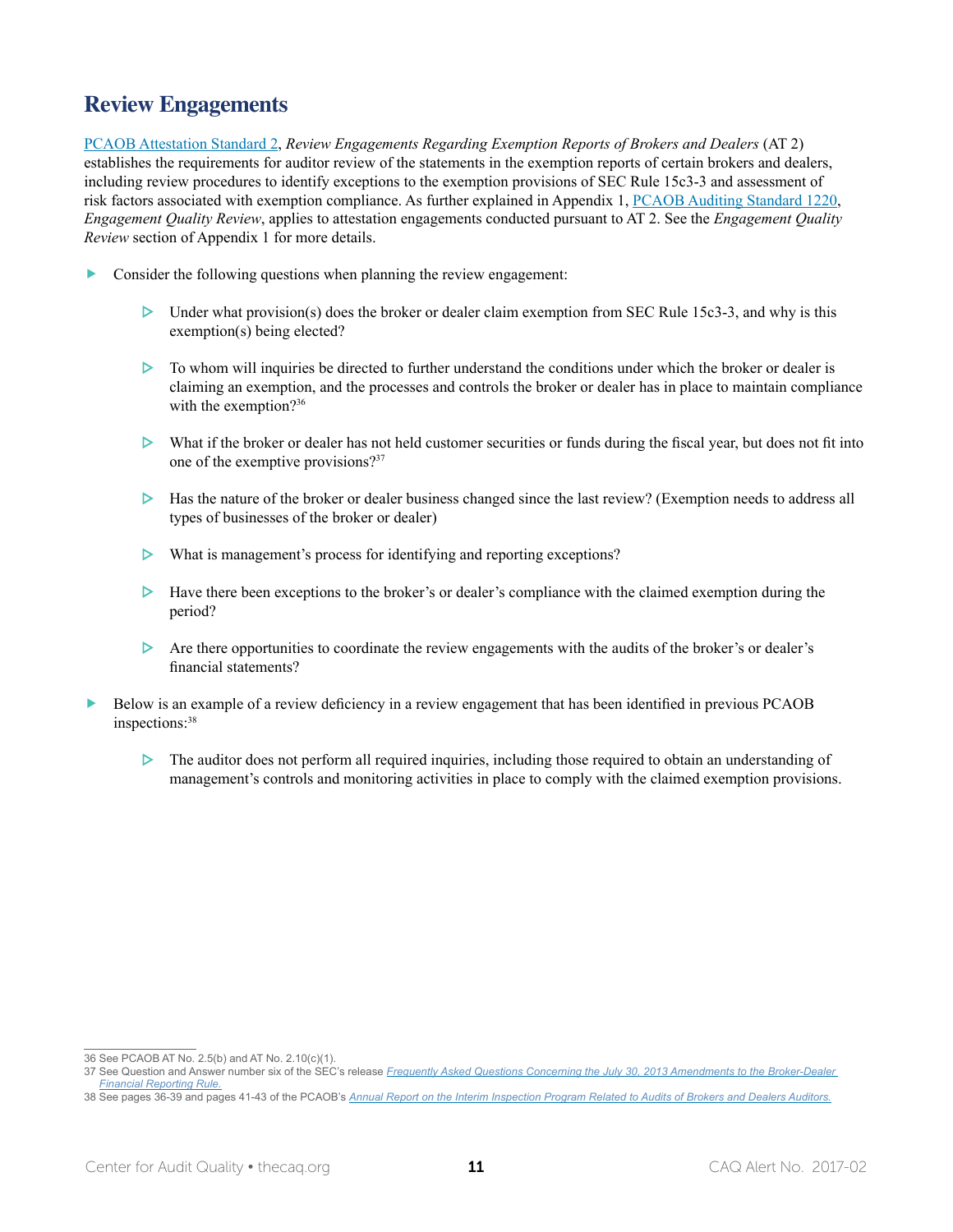## Review Engagements

PCAOB Attestation Standard 2, *Review Engagements Regarding Exemption Reports of Brokers and Dealers* (AT 2) establishes the requirements for auditor review of the statements in the exemption reports of certain brokers and dealers, including review procedures to identify exceptions to the exemption provisions of SEC Rule 15c3-3 and assessment of risk factors associated with exemption compliance. As further explained in Appendix 1, PCAOB Auditing Standard 1220, *Engagement Quality Review*, applies to attestation engagements conducted pursuant to AT 2. See the *Engagement Quality Review* section of Appendix 1 for more details.

- Consider the following questions when planning the review engagement:
  - Under what provision(s) does the broker or dealer claim exemption from SEC Rule 15c3-3, and why is this exemption(s) being elected?
  - To whom will inquiries be directed to further understand the conditions under which the broker or dealer is claiming an exemption, and the processes and controls the broker or dealer has in place to maintain compliance with the exemption?[36]
  - What if the broker or dealer has not held customer securities or funds during the fiscal year, but does not fit into one of the exemptive provisions?[37]
  - Has the nature of the broker or dealer business changed since the last review? (Exemption needs to address all types of businesses of the broker or dealer)
  - What is management's process for identifying and reporting exceptions?
  - Have there been exceptions to the broker's or dealer's compliance with the claimed exemption during the period?
  - Are there opportunities to coordinate the review engagements with the audits of the broker's or dealer's financial statements?
- Below is an example of a review deficiency in a review engagement that has been identified in previous PCAOB inspections:[38]
  - The auditor does not perform all required inquiries, including those required to obtain an understanding of management's controls and monitoring activities in place to comply with the claimed exemption provisions.

---

36 See PCAOB AT No. 2.5(b) and AT No. 2.10(c)(1).

37 See Question and Answer number six of the SEC's release *Frequently Asked Questions Concerning the July 30, 2013 Amendments to the Broker-Dealer Financial Reporting Rule.*

38 See pages 36-39 and pages 41-43 of the PCAOB's *Annual Report on the Interim Inspection Program Related to Audits of Brokers and Dealers Auditors.*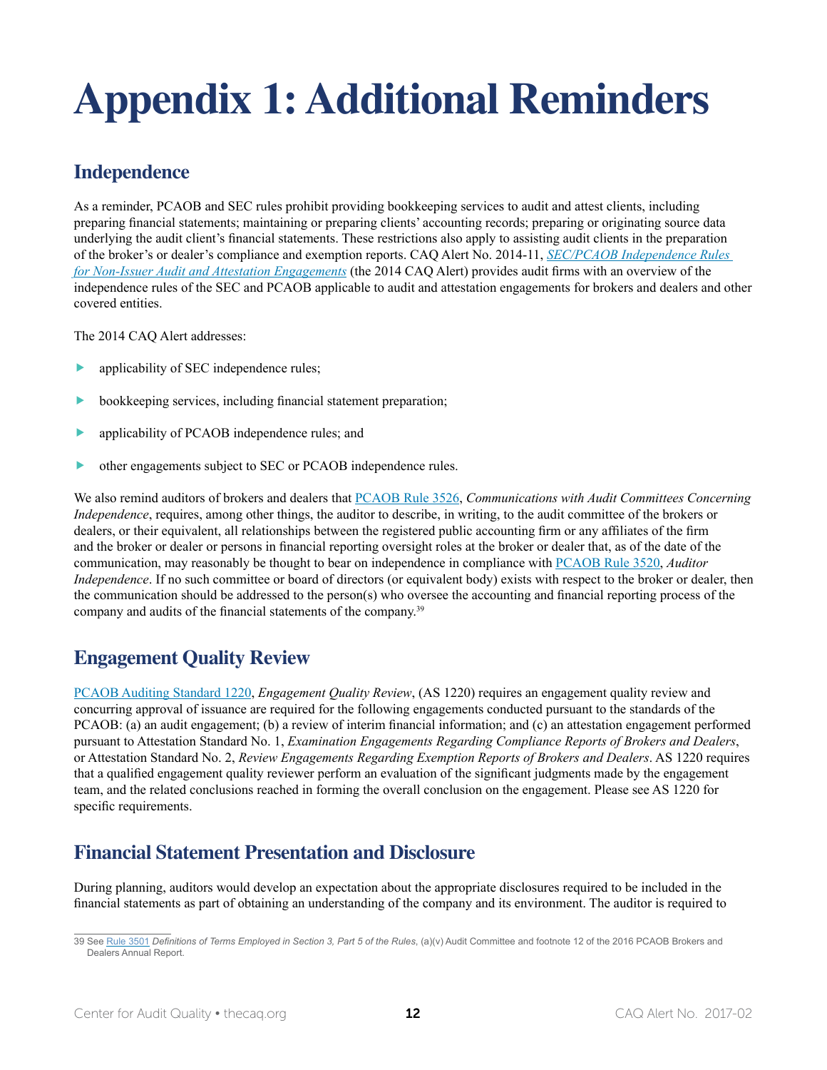# Appendix 1: Additional Reminders

## Independence

As a reminder, PCAOB and SEC rules prohibit providing bookkeeping services to audit and attest clients, including preparing financial statements; maintaining or preparing clients' accounting records; preparing or originating source data underlying the audit client's financial statements. These restrictions also apply to assisting audit clients in the preparation of the broker's or dealer's compliance and exemption reports. CAQ Alert No. 2014-11, *SEC/PCAOB Independence Rules for Non-Issuer Audit and Attestation Engagements* (the 2014 CAQ Alert) provides audit firms with an overview of the independence rules of the SEC and PCAOB applicable to audit and attestation engagements for brokers and dealers and other covered entities.

The 2014 CAQ Alert addresses:

- applicability of SEC independence rules;
- bookkeeping services, including financial statement preparation;
- applicability of PCAOB independence rules; and
- other engagements subject to SEC or PCAOB independence rules.

We also remind auditors of brokers and dealers that PCAOB Rule 3526, *Communications with Audit Committees Concerning Independence*, requires, among other things, the auditor to describe, in writing, to the audit committee of the brokers or dealers, or their equivalent, all relationships between the registered public accounting firm or any affiliates of the firm and the broker or dealer or persons in financial reporting oversight roles at the broker or dealer that, as of the date of the communication, may reasonably be thought to bear on independence in compliance with PCAOB Rule 3520, *Auditor Independence*. If no such committee or board of directors (or equivalent body) exists with respect to the broker or dealer, then the communication should be addressed to the person(s) who oversee the accounting and financial reporting process of the company and audits of the financial statements of the company.[39]

## Engagement Quality Review

PCAOB Auditing Standard 1220, *Engagement Quality Review*, (AS 1220) requires an engagement quality review and concurring approval of issuance are required for the following engagements conducted pursuant to the standards of the PCAOB: (a) an audit engagement; (b) a review of interim financial information; and (c) an attestation engagement performed pursuant to Attestation Standard No. 1, *Examination Engagements Regarding Compliance Reports of Brokers and Dealers*, or Attestation Standard No. 2, *Review Engagements Regarding Exemption Reports of Brokers and Dealers*. AS 1220 requires that a qualified engagement quality reviewer perform an evaluation of the significant judgments made by the engagement team, and the related conclusions reached in forming the overall conclusion on the engagement. Please see AS 1220 for specific requirements.

## Financial Statement Presentation and Disclosure

During planning, auditors would develop an expectation about the appropriate disclosures required to be included in the financial statements as part of obtaining an understanding of the company and its environment. The auditor is required to

---

39 See Rule 3501 *Definitions of Terms Employed in Section 3, Part 5 of the Rules*, (a)(v) Audit Committee and footnote 12 of the 2016 PCAOB Brokers and Dealers Annual Report.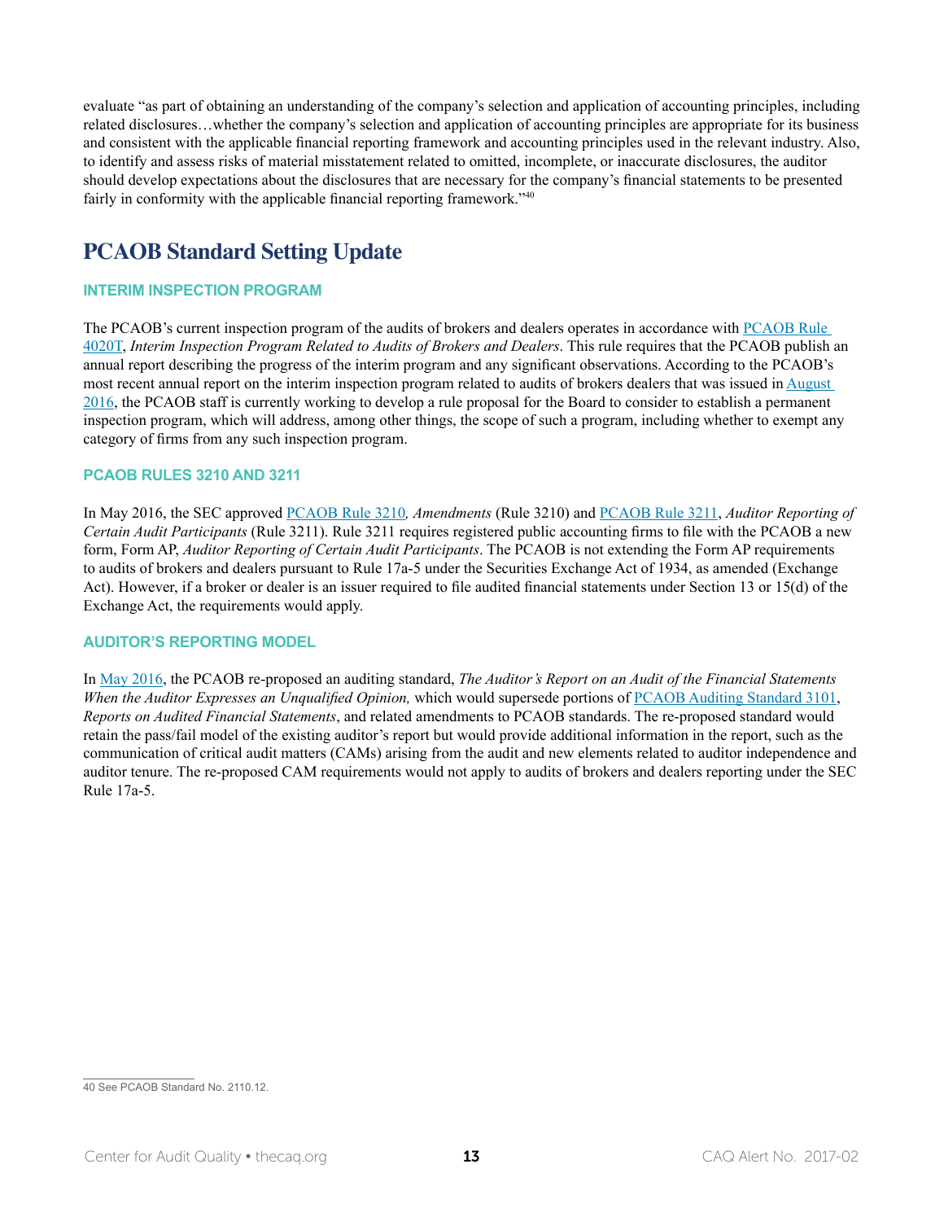evaluate "as part of obtaining an understanding of the company's selection and application of accounting principles, including related disclosures…whether the company's selection and application of accounting principles are appropriate for its business and consistent with the applicable financial reporting framework and accounting principles used in the relevant industry. Also, to identify and assess risks of material misstatement related to omitted, incomplete, or inaccurate disclosures, the auditor should develop expectations about the disclosures that are necessary for the company's financial statements to be presented fairly in conformity with the applicable financial reporting framework."[40]

# PCAOB Standard Setting Update

### INTERIM INSPECTION PROGRAM

The PCAOB's current inspection program of the audits of brokers and dealers operates in accordance with PCAOB Rule 4020T, *Interim Inspection Program Related to Audits of Brokers and Dealers*. This rule requires that the PCAOB publish an annual report describing the progress of the interim program and any significant observations. According to the PCAOB's most recent annual report on the interim inspection program related to audits of brokers dealers that was issued in August 2016, the PCAOB staff is currently working to develop a rule proposal for the Board to consider to establish a permanent inspection program, which will address, among other things, the scope of such a program, including whether to exempt any category of firms from any such inspection program.

### PCAOB RULES 3210 AND 3211

In May 2016, the SEC approved PCAOB Rule 3210*, Amendments* (Rule 3210) and PCAOB Rule 3211, *Auditor Reporting of Certain Audit Participants* (Rule 3211). Rule 3211 requires registered public accounting firms to file with the PCAOB a new form, Form AP, *Auditor Reporting of Certain Audit Participants*. The PCAOB is not extending the Form AP requirements to audits of brokers and dealers pursuant to Rule 17a-5 under the Securities Exchange Act of 1934, as amended (Exchange Act). However, if a broker or dealer is an issuer required to file audited financial statements under Section 13 or 15(d) of the Exchange Act, the requirements would apply.

### AUDITOR'S REPORTING MODEL

In May 2016, the PCAOB re-proposed an auditing standard, *The Auditor's Report on an Audit of the Financial Statements When the Auditor Expresses an Unqualified Opinion,* which would supersede portions of PCAOB Auditing Standard 3101, *Reports on Audited Financial Statements*, and related amendments to PCAOB standards. The re-proposed standard would retain the pass/fail model of the existing auditor's report but would provide additional information in the report, such as the communication of critical audit matters (CAMs) arising from the audit and new elements related to auditor independence and auditor tenure. The re-proposed CAM requirements would not apply to audits of brokers and dealers reporting under the SEC Rule 17a-5.

---

40 See PCAOB Standard No. 2110.12.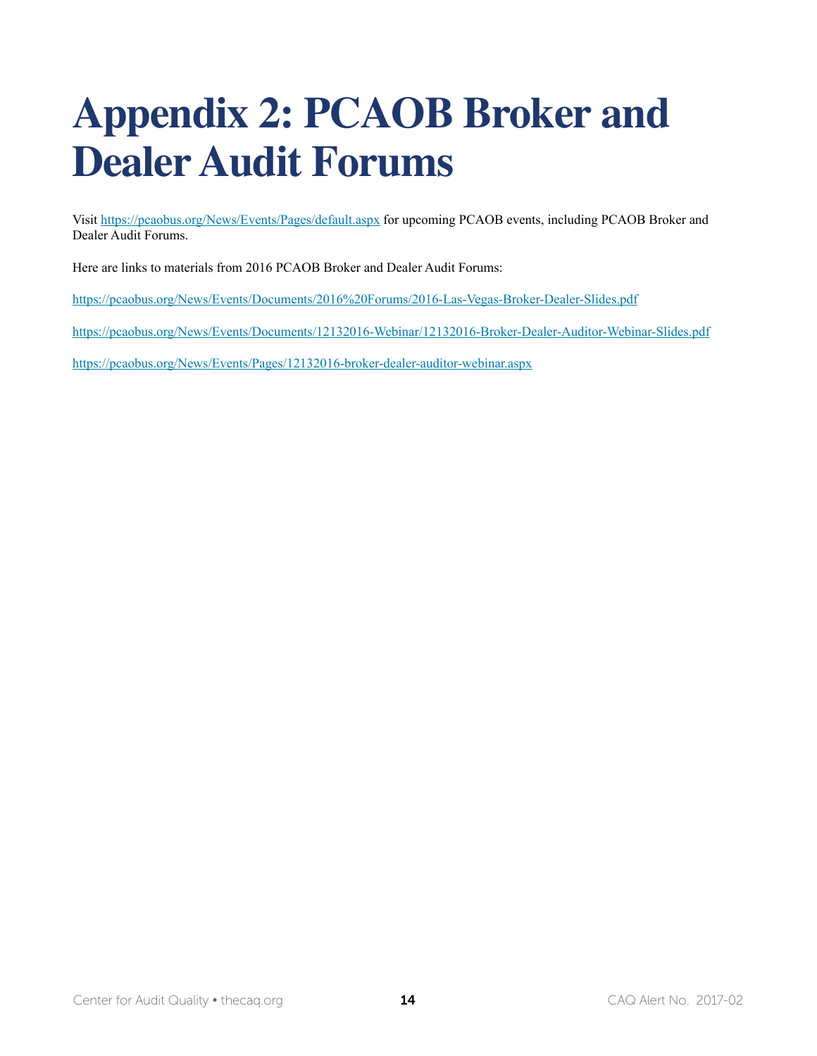# Appendix 2: PCAOB Broker and Dealer Audit Forums

Visit [https://pcaobus.org/News/Events/Pages/default.aspx](https://pcaobus.org/News/Events/Pages/default.aspx) for upcoming PCAOB events, including PCAOB Broker and Dealer Audit Forums.

Here are links to materials from 2016 PCAOB Broker and Dealer Audit Forums:

[https://pcaobus.org/News/Events/Documents/2016%20Forums/2016-Las-Vegas-Broker-Dealer-Slides.pdf](https://pcaobus.org/News/Events/Documents/2016%20Forums/2016-Las-Vegas-Broker-Dealer-Slides.pdf)

[https://pcaobus.org/News/Events/Documents/12132016-Webinar/12132016-Broker-Dealer-Auditor-Webinar-Slides.pdf](https://pcaobus.org/News/Events/Documents/12132016-Webinar/12132016-Broker-Dealer-Auditor-Webinar-Slides.pdf)

[https://pcaobus.org/News/Events/Pages/12132016-broker-dealer-auditor-webinar.aspx](https://pcaobus.org/News/Events/Pages/12132016-broker-dealer-auditor-webinar.aspx)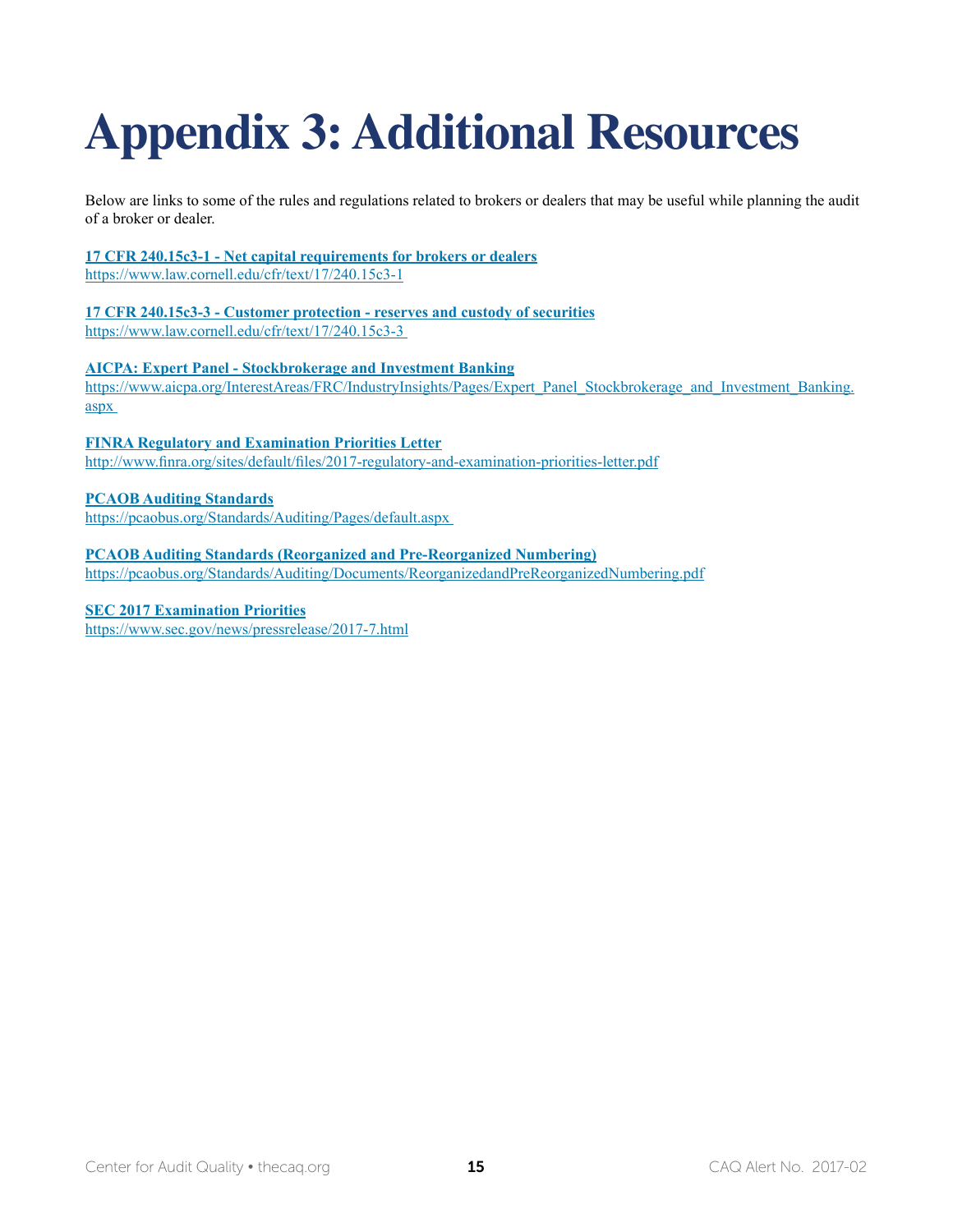# Appendix 3: Additional Resources

Below are links to some of the rules and regulations related to brokers or dealers that may be useful while planning the audit of a broker or dealer.

**17 CFR 240.15c3-1 - Net capital requirements for brokers or dealers**
https://www.law.cornell.edu/cfr/text/17/240.15c3-1

**17 CFR 240.15c3-3 - Customer protection - reserves and custody of securities**
https://www.law.cornell.edu/cfr/text/17/240.15c3-3

**AICPA: Expert Panel - Stockbrokerage and Investment Banking**
https://www.aicpa.org/InterestAreas/FRC/IndustryInsights/Pages/Expert_Panel_Stockbrokerage_and_Investment_Banking.aspx

**FINRA Regulatory and Examination Priorities Letter**
http://www.finra.org/sites/default/files/2017-regulatory-and-examination-priorities-letter.pdf

**PCAOB Auditing Standards**
https://pcaobus.org/Standards/Auditing/Pages/default.aspx

**PCAOB Auditing Standards (Reorganized and Pre-Reorganized Numbering)**
https://pcaobus.org/Standards/Auditing/Documents/ReorganizedandPreReorganizedNumbering.pdf

**SEC 2017 Examination Priorities**
https://www.sec.gov/news/pressrelease/2017-7.html